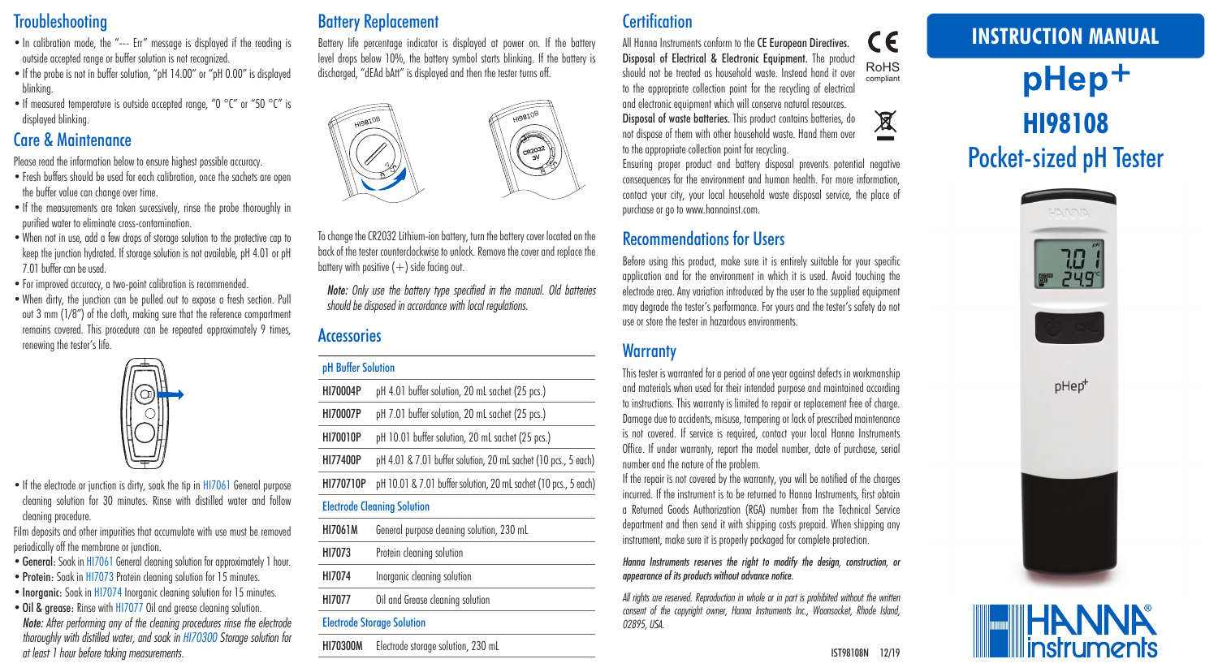## Troubleshooting

- In calibration mode, the "--- Err" message is displayed if the reading is outside accepted range or buffer solution is not recognized.
- If the probe is not in buffer solution, "pH 14.00" or "pH 0.00" is displayed blinking.
- If measured temperature is outside accepted range, "0 °C" or "50 °C" is displayed blinking.

## Care & Maintenance

Please read the information below to ensure highest possible accuracy.

- Fresh buffers should be used for each calibration, once the sachets are open the buffer value can change over time.
- If the measurements are taken sucessively, rinse the probe thoroughly in purified water to eliminate cross-contamination.
- When not in use, add a few drops of storage solution to the protective cap to keep the junction hydrated. If storage solution is not available, pH 4.01 or pH 7.01 buffer can be used.
- For improved accuracy, a two-point calibration is recommended.
- When dirty, the junction can be pulled out to expose a fresh section. Pull out 3 mm (1/8") of the cloth, making sure that the reference compartment remains covered. This procedure can be repeated approximately 9 times, renewing the tester's life.
- If the electrode or junction is dirty, soak the tip in HI7061 General purpose cleaning solution for 30 minutes. Rinse with distilled water and follow cleaning procedure.

Film deposits and other impurities that accumulate with use must be removed periodically off the membrane or junction.

- **General:** Soak in HI7061 General cleaning solution for approximately 1 hour.
- **Protein:** Soak in HI7073 Protein cleaning solution for 15 minutes.
- **Inorganic:** Soak in HI7074 Inorganic cleaning solution for 15 minutes.
- **Oil & grease:** Rinse with HI7077 Oil and grease cleaning solution.

*Note: After performing any of the cleaning procedures rinse the electrode thoroughly with distilled water, and soak in HI70300 Storage solution for at least 1 hour before taking measurements.*

## Battery Replacement

Battery life percentage indicator is displayed at power on. If the battery level drops below 10%, the battery symbol starts blinking. If the battery is discharged, "dEAd bAtt" is displayed and then the tester turns off.

To change the CR2032 Lithium-ion battery, turn the battery cover located on the back of the tester counterclockwise to unlock. Remove the cover and replace the battery with positive (+) side facing out.

*Note: Only use the battery type specified in the manual. Old batteries should be disposed in accordance with local regulations.*

## Accessories

| pH Buffer Solution | |
|---|---|
| HI70004P | pH 4.01 buffer solution, 20 mL sachet (25 pcs.) |
| HI70007P | pH 7.01 buffer solution, 20 mL sachet (25 pcs.) |
| HI70010P | pH 10.01 buffer solution, 20 mL sachet (25 pcs.) |
| HI77400P | pH 4.01 & 7.01 buffer solution, 20 mL sachet (10 pcs., 5 each) |
| HI770710P | pH 10.01 & 7.01 buffer solution, 20 mL sachet (10 pcs., 5 each) |
| **Electrode Cleaning Solution** | |
| HI7061M | General purpose cleaning solution, 230 mL |
| HI7073 | Protein cleaning solution |
| HI7074 | Inorganic cleaning solution |
| HI7077 | Oil and Grease cleaning solution |
| **Electrode Storage Solution** | |
| HI70300M | Electrode storage solution, 230 mL |

## Certification

All Hanna Instruments conform to the **CE European Directives.**

**Disposal of Electrical & Electronic Equipment.** The product should not be treated as household waste. Instead hand it over to the appropriate collection point for the recycling of electrical and electronic equipment which will conserve natural resources.

**Disposal of waste batteries.** This product contains batteries, do not dispose of them with other household waste. Hand them over to the appropriate collection point for recycling.

Ensuring proper product and battery disposal prevents potential negative consequences for the environment and human health. For more information, contact your city, your local household waste disposal service, the place of purchase or go to www.hannainst.com.

## Recommendations for Users

Before using this product, make sure it is entirely suitable for your specific application and for the environment in which it is used. Avoid touching the electrode area. Any variation introduced by the user to the supplied equipment may degrade the tester's performance. For yours and the tester's safety do not use or store the tester in hazardous environments.

## Warranty

This tester is warranted for a period of one year against defects in workmanship and materials when used for their intended purpose and maintained according to instructions. This warranty is limited to repair or replacement free of charge. Damage due to accidents, misuse, tampering or lack of prescribed maintenance is not covered. If service is required, contact your local Hanna Instruments Office. If under warranty, report the model number, date of purchase, serial number and the nature of the problem.

If the repair is not covered by the warranty, you will be notified of the charges incurred. If the instrument is to be returned to Hanna Instruments, first obtain a Returned Goods Authorization (RGA) number from the Technical Service department and then send it with shipping costs prepaid. When shipping any instrument, make sure it is properly packaged for complete protection.

*Hanna Instruments reserves the right to modify the design, construction, or appearance of its products without advance notice.*

*All rights are reserved. Reproduction in whole or in part is prohibited without the written consent of the copyright owner, Hanna Instruments Inc., Woonsocket, Rhode Island, 02895, USA.*

IST98108N 12/19

# INSTRUCTION MANUAL

# pHep+

# HI98108

# Pocket-sized pH Tester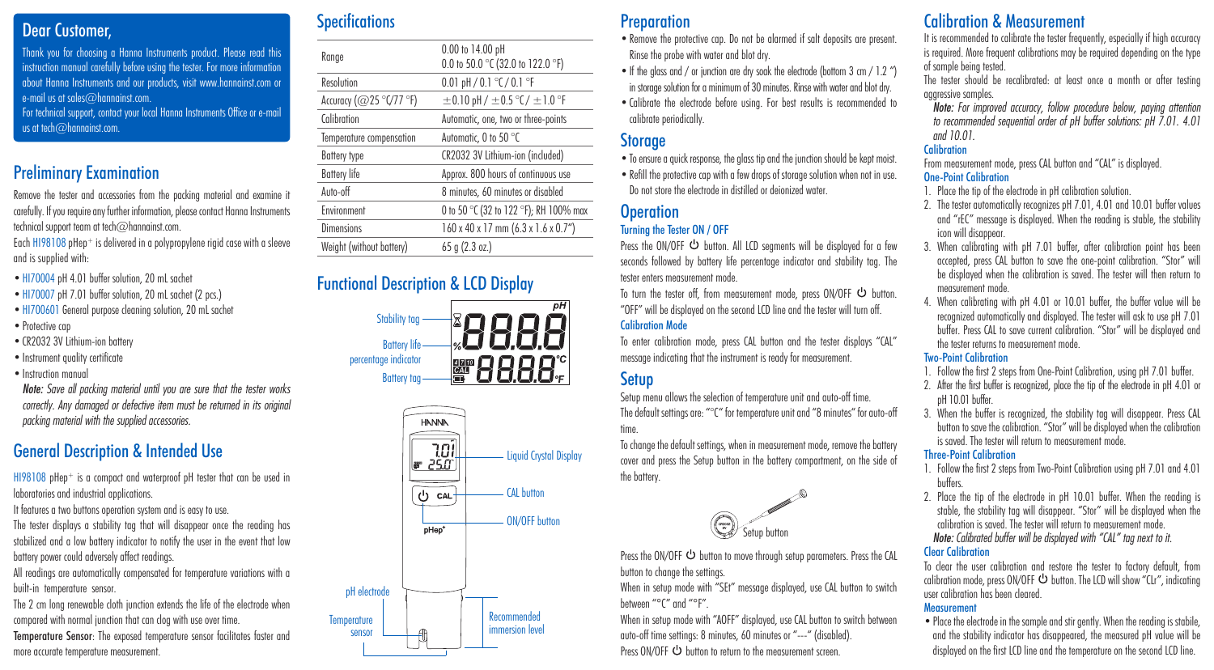## Dear Customer,

Thank you for choosing a Hanna Instruments product. Please read this instruction manual carefully before using the tester. For more information about Hanna Instruments and our products, visit www.hannainst.com or e-mail us at sales@hannainst.com.

For technical support, contact your local Hanna Instruments Office or e-mail us at tech@hannainst.com.

## Preliminary Examination

Remove the tester and accessories from the packing material and examine it carefully. If you require any further information, please contact Hanna Instruments technical support team at tech@hannainst.com.

Each HI98108 pHep+ is delivered in a polypropylene rigid case with a sleeve and is supplied with:

- HI70004 pH 4.01 buffer solution, 20 mL sachet
- HI70007 pH 7.01 buffer solution, 20 mL sachet (2 pcs.)
- HI700601 General purpose cleaning solution, 20 mL sachet
- Protective cap
- CR2032 3V Lithium-ion battery
- Instrument quality certificate
- Instruction manual

*Note: Save all packing material until you are sure that the tester works correctly. Any damaged or defective item must be returned in its original packing material with the supplied accessories.*

## General Description & Intended Use

HI98108 pHep+ is a compact and waterproof pH tester that can be used in laboratories and industrial applications.

It features a two buttons operation system and is easy to use.

The tester displays a stability tag that will disappear once the reading has stabilized and a low battery indicator to notify the user in the event that low battery power could adversely affect readings.

All readings are automatically compensated for temperature variations with a built-in temperature sensor.

The 2 cm long renewable cloth junction extends the life of the electrode when compared with normal junction that can clog with use over time.

**Temperature Sensor**: The exposed temperature sensor facilitates faster and more accurate temperature measurement.

## Specifications

| | |
|---|---|
| Range | 0.00 to 14.00 pH<br>0.0 to 50.0 °C (32.0 to 122.0 °F) |
| Resolution | 0.01 pH / 0.1 °C / 0.1 °F |
| Accuracy (@25 °C/77 °F) | ±0.10 pH / ±0.5 °C / ±1.0 °F |
| Calibration | Automatic, one, two or three-points |
| Temperature compensation | Automatic, 0 to 50 °C |
| Battery type | CR2032 3V Lithium-ion (included) |
| Battery life | Approx. 800 hours of continuous use |
| Auto-off | 8 minutes, 60 minutes or disabled |
| Environment | 0 to 50 °C (32 to 122 °F); RH 100% max |
| Dimensions | 160 x 40 x 17 mm (6.3 x 1.6 x 0.7") |
| Weight (without battery) | 65 g (2.3 oz.) |

## Functional Description & LCD Display

Stability tag
Battery life percentage indicator
Battery tag

Liquid Crystal Display
CAL button
ON/OFF button
pH electrode
Temperature sensor
Recommended immersion level

## Preparation

- Remove the protective cap. Do not be alarmed if salt deposits are present. Rinse the probe with water and blot dry.
- If the glass and / or junction are dry soak the electrode (bottom 3 cm / 1.2 ") in storage solution for a minimum of 30 minutes. Rinse with water and blot dry.
- Calibrate the electrode before using. For best results is recommended to calibrate periodically.

## Storage

- To ensure a quick response, the glass tip and the junction should be kept moist.
- Refill the protective cap with a few drops of storage solution when not in use. Do not store the electrode in distilled or deionized water.

## Operation

### Turning the Tester ON / OFF

Press the ON/OFF ⏻ button. All LCD segments will be displayed for a few seconds followed by battery life percentage indicator and stability tag. The tester enters measurement mode.

To turn the tester off, from measurement mode, press ON/OFF ⏻ button. "OFF" will be displayed on the second LCD line and the tester will turn off.

### Calibration Mode

To enter calibration mode, press CAL button and the tester displays "CAL" message indicating that the instrument is ready for measurement.

## Setup

Setup menu allows the selection of temperature unit and auto-off time.

The default settings are: "°C" for temperature unit and "8 minutes" for auto-off time.

To change the default settings, when in measurement mode, remove the battery cover and press the Setup button in the battery compartment, on the side of the battery.

Setup button

Press the ON/OFF ⏻ button to move through setup parameters. Press the CAL button to change the settings.

When in setup mode with "SEt" message displayed, use CAL button to switch between "°C" and "°F".

When in setup mode with "AOFF" displayed, use CAL button to switch between auto-off time settings: 8 minutes, 60 minutes or "---" (disabled).

Press ON/OFF ⏻ button to return to the measurement screen.

## Calibration & Measurement

It is recommended to calibrate the tester frequently, especially if high accuracy is required. More frequent calibrations may be required depending on the type of sample being tested.

The tester should be recalibrated: at least once a month or after testing aggressive samples.

*Note: For improved accuracy, follow procedure below, paying attention to recommended sequential order of pH buffer solutions: pH 7.01. 4.01 and 10.01.*

### Calibration

From measurement mode, press CAL button and "CAL" is displayed.

### One-Point Calibration

1. Place the tip of the electrode in pH calibration solution.
2. The tester automatically recognizes pH 7.01, 4.01 and 10.01 buffer values and "rEC" message is displayed. When the reading is stable, the stability icon will disappear.
3. When calibrating with pH 7.01 buffer, after calibration point has been accepted, press CAL button to save the one-point calibration. "Stor" will be displayed when the calibration is saved. The tester will then return to measurement mode.
4. When calibrating with pH 4.01 or 10.01 buffer, the buffer value will be recognized automatically and displayed. The tester will ask to use pH 7.01 buffer. Press CAL to save current calibration. "Stor" will be displayed and the tester returns to measurement mode.

### Two-Point Calibration

1. Follow the first 2 steps from One-Point Calibration, using pH 7.01 buffer.
2. After the first buffer is recognized, place the tip of the electrode in pH 4.01 or pH 10.01 buffer.
3. When the buffer is recognized, the stability tag will disappear. Press CAL button to save the calibration. "Stor" will be displayed when the calibration is saved. The tester will return to measurement mode.

### Three-Point Calibration

1. Follow the first 2 steps from Two-Point Calibration using pH 7.01 and 4.01 buffers.
2. Place the tip of the electrode in pH 10.01 buffer. When the reading is stable, the stability tag will disappear. "Stor" will be displayed when the calibration is saved. The tester will return to measurement mode.

*Note: Calibrated buffer will be displayed with "CAL" tag next to it.*

### Clear Calibration

To clear the user calibration and restore the tester to factory default, from calibration mode, press ON/OFF ⏻ button. The LCD will show "CLr", indicating user calibration has been cleared.

### Measurement

- Place the electrode in the sample and stir gently. When the reading is stabile, and the stability indicator has disappeared, the measured pH value will be displayed on the first LCD line and the temperature on the second LCD line.